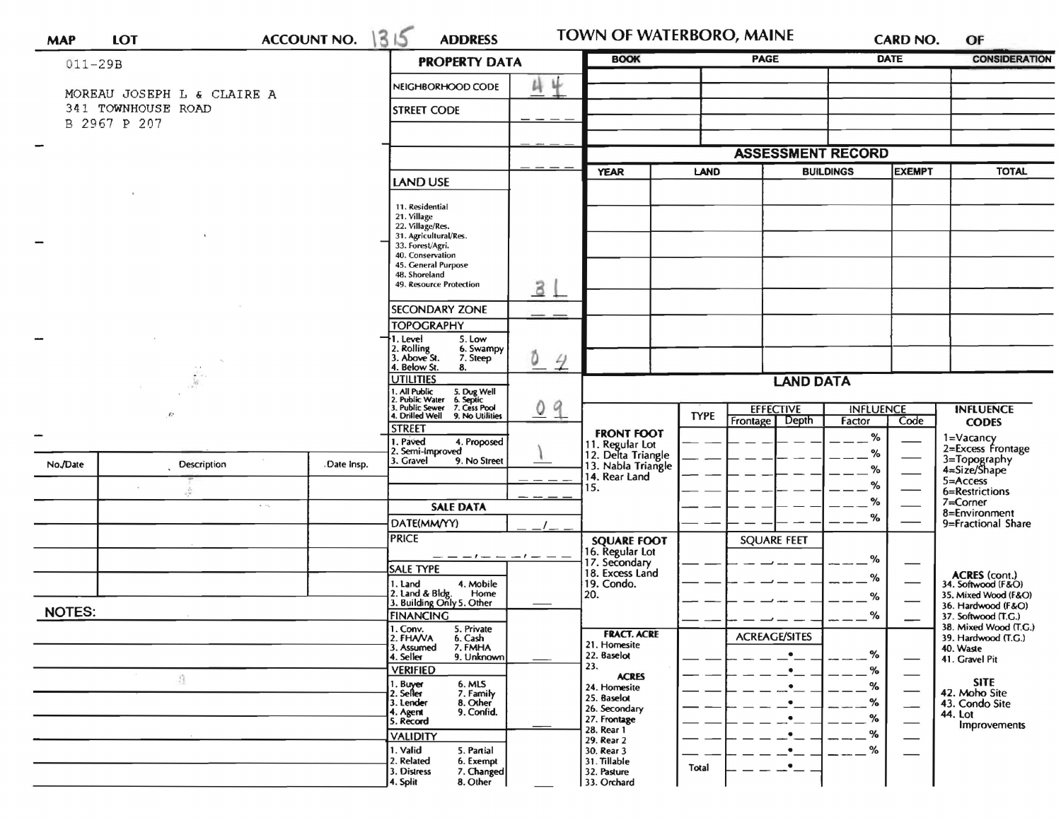| MAP | LOT | ACCOUNT NO. 1315 | ADDRESS | TOWN OF WATERBORO, MAINE | CARD NO. | OF |
|---|---|---|---|---|---|---|

011-29B

MOREAU JOSEPH L & CLAIRE A
341 TOWNHOUSE ROAD
B 2967 P 207

## PROPERTY DATA

| Field | Value |
|---|---|
| NEIGHBORHOOD CODE | 44 |
| STREET CODE | |
| LAND USE | 31 |
| SECONDARY ZONE | |
| TOPOGRAPHY | 04 |
| UTILITIES | 09 |
| STREET | 1 |

LAND USE: 11. Residential, 21. Village, 22. Village/Res., 31. Agricultural/Res., 33. Forest/Agri., 40. Conservation, 45. General Purpose, 48. Shoreland, 49. Resource Protection

TOPOGRAPHY: 1. Level, 2. Rolling, 3. Above St., 4. Below St., 5. Low, 6. Swampy, 7. Steep, 8.

UTILITIES: 1. All Public, 2. Public Water, 3. Public Sewer, 4. Drilled Well, 5. Dug Well, 6. Septic, 7. Cess Pool, 9. No Utilities

STREET: 1. Paved, 2. Semi-Improved, 3. Gravel, 4. Proposed, 9. No Street

### SALE DATA

| Field | Value |
|---|---|
| DATE(MM/YY) | |
| PRICE | |
| SALE TYPE | |
| FINANCING | |
| VERIFIED | |
| VALIDITY | |

SALE TYPE: 1. Land, 2. Land & Bldg., 3. Building Only, 4. Mobile Home, 5. Other

FINANCING: 1. Conv., 2. FHA/VA, 3. Assumed, 4. Seller, 5. Private, 6. Cash, 7. FMHA, 9. Unknown

VERIFIED: 1. Buyer, 2. Seller, 3. Lender, 4. Agent, 5. Record, 6. MLS, 7. Family, 8. Other, 9. Confid.

VALIDITY: 1. Valid, 2. Related, 3. Distress, 4. Split, 5. Partial, 6. Exempt, 7. Changed, 8. Other

| BOOK | PAGE | DATE | CONSIDERATION |
|---|---|---|---|
| | | | |

## ASSESSMENT RECORD

| YEAR | LAND | BUILDINGS | EXEMPT | TOTAL |
|---|---|---|---|---|
| | | | | |

## LAND DATA

| | TYPE | EFFECTIVE Frontage | EFFECTIVE Depth | INFLUENCE Factor | INFLUENCE Code |
|---|---|---|---|---|---|
| FRONT FOOT: 11. Regular Lot, 12. Delta Triangle, 13. Nabla Triangle, 14. Rear Land, 15. | | | | % | |
| SQUARE FOOT: 16. Regular Lot, 17. Secondary, 18. Excess Land, 19. Condo., 20. | | SQUARE FEET | | % | |
| FRACT. ACRE: 21. Homesite, 22. Baselot, 23. ACRES: 24. Homesite, 25. Baselot, 26. Secondary, 27. Frontage, 28. Rear 1, 29. Rear 2, 30. Rear 3, 31. Tillable, 32. Pasture, 33. Orchard | | ACREAGE/SITES | | % | |
| | Total | | | | |

INFLUENCE CODES: 1=Vacancy, 2=Excess Frontage, 3=Topography, 4=Size/Shape, 5=Access, 6=Restrictions, 7=Corner, 8=Environment, 9=Fractional Share

ACRES (cont.): 34. Softwood (F&O), 35. Mixed Wood (F&O), 36. Hardwood (F&O), 37. Softwood (T.G.), 38. Mixed Wood (T.G.), 39. Hardwood (T.G.), 40. Waste, 41. Gravel Pit

SITE: 42. Moho Site, 43. Condo Site, 44. Lot Improvements

| No./Date | Description | Date Insp. |
|---|---|---|
| | | |

NOTES: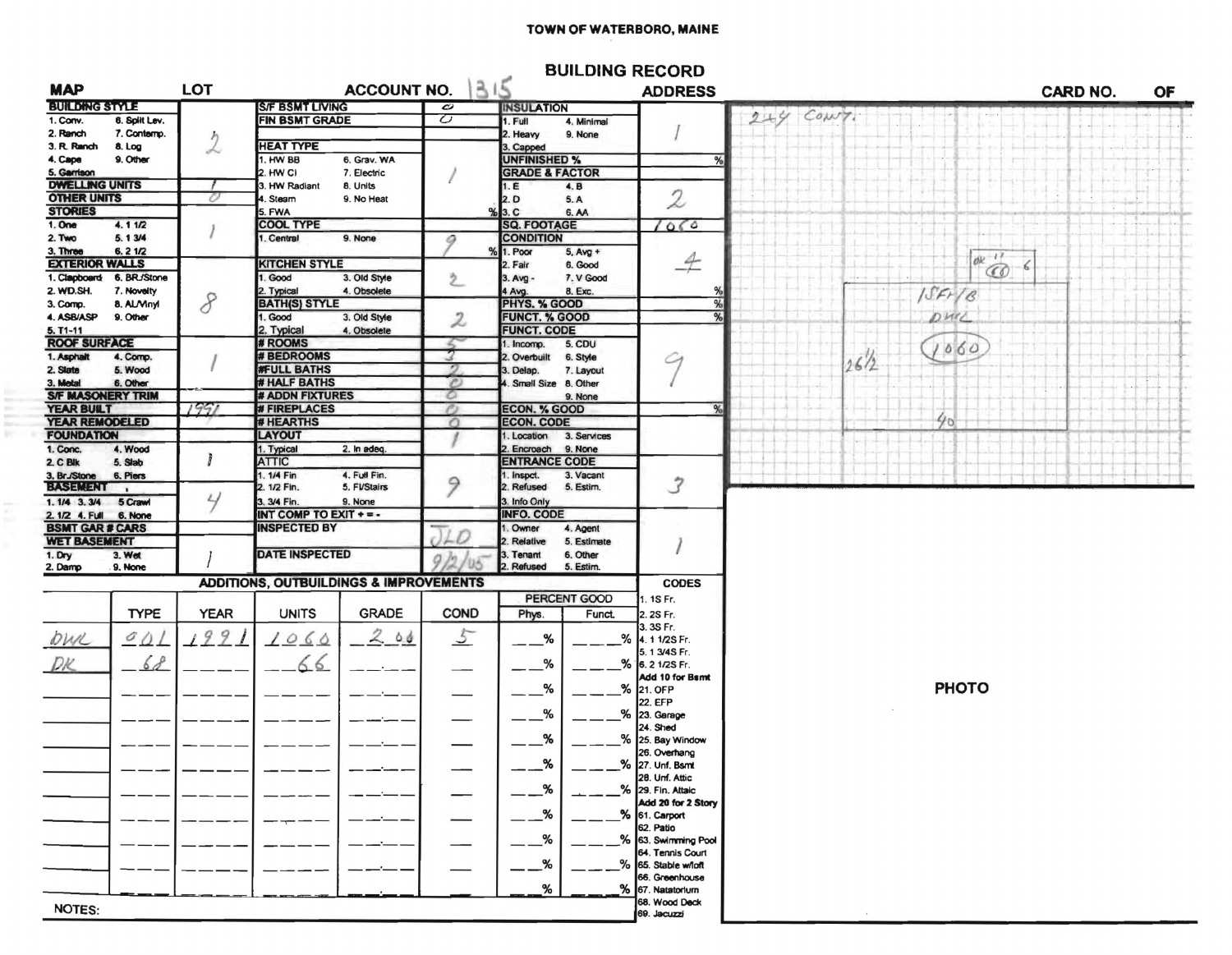TOWN OF WATERBORO, MAINE

# BUILDING RECORD

MAP | LOT | ACCOUNT NO. 1315 | ADDRESS | CARD NO. | OF

| Field | Value | Field | Value | Field | Value |
|---|---|---|---|---|---|
| **BUILDING STYLE** 1. Conv. 2. Ranch 3. R. Ranch 4. Cape 5. Garrison 6. Split Lev. 7. Contemp. 8. Log 9. Other | 2 | **S/F BSMT LIVING** | 0 | **INSULATION** 1. Full 2. Heavy 3. Capped 4. Minimal 9. None | 1 |
| **DWELLING UNITS** | 1 | **FIN BSMT GRADE** | 0 | **UNFINISHED %** | % |
| **OTHER UNITS** | 0 | **HEAT TYPE** 1. HW BB 2. HW CI 3. HW Radiant 4. Steam 5. FWA 6. Grav. WA 7. Electric 8. Units 9. No Heat | 1 % | **GRADE & FACTOR** 1. E 2. D 3. C 4. B 5. A 6. AA | 2 % |
| **STORIES** 1. One 2. Two 3. Three 4. 1 1/2 5. 1 3/4 6. 2 1/2 | 1 | **COOL TYPE** 1. Central 9. None | 9 % | **SQ. FOOTAGE** | 1060 |
| **EXTERIOR WALLS** 1. Clapboard 2. WD.SH. 3. Comp. 4. ASB/ASP 5. T1-11 6. BR./Stone 7. Novelty 8. AL/Vinyl 9. Other | 8 | **KITCHEN STYLE** 1. Good 2. Typical 3. Old Style 4. Obsolete | 2 | **CONDITION** 1. Poor 2. Fair 3. Avg - 4. Avg. 5. Avg + 6. Good 7. V Good 8. Exc. | 4 |
| | | **BATH(S) STYLE** 1. Good 2. Typical 3. Old Style 4. Obsolete | 2 | **PHYS. % GOOD** | % |
| **ROOF SURFACE** 1. Asphalt 2. Slate 3. Metal 4. Comp. 5. Wood 6. Other | 1 | **# ROOMS** | 5 | **FUNCT. % GOOD** | % |
| | | **# BEDROOMS** | 3 | **FUNCT. CODE** 1. Incomp. 2. Overbuilt 3. Delap. 4. Small Size 5. CDU 6. Style 7. Layout 8. Other 9. None | 9 |
| | | **#FULL BATHS** | 2 | | |
| **S/F MASONERY TRIM** | | **# HALF BATHS** | 0 | | |
| | | **# ADDN FIXTURES** | 0 | | |
| **YEAR BUILT** | 1991 | **# FIREPLACES** | 0 | **ECON. % GOOD** | % |
| **YEAR REMODELED** | | **# HEARTHS** | 0 | **ECON. CODE** 1. Location 2. Encroach 3. Services 9. None | |
| **FOUNDATION** 1. Conc. 2. C Blk 3. Br./Stone 4. Wood 5. Slab 6. Piers | 1 | **LAYOUT** 1. Typical 2. In adeq. | 1 | | |
| **BASEMENT** 1. 1/4 2. 1/2 3. 3/4 4. Full 5 Crawl 6. None | 4 | **ATTIC** 1. 1/4 Fin 2. 1/2 Fin. 3. 3/4 Fin. 4. Full Fin. 5. Fl/Stairs 9. None | 9 | **ENTRANCE CODE** 1. Inspct. 2. Refused 3. Info Only 3. Vacant 5. Estim. | 3 |
| **BSMT GAR # CARS** | | **INT COMP TO EXIT + = -** | | **INFO. CODE** 1. Owner 2. Relative 3. Tenant 2. Refused 4. Agent 5. Estimate 6. Other 5. Estim. | 1 |
| **WET BASEMENT** 1. Dry 2. Damp 3. Wet 9. None | 1 | **INSPECTED BY** | JLO | | |
| | | **DATE INSPECTED** | 9/2/05 | | |

Sketch: 2+4 CONT. — 1SFH/B DWL (1060), 26 1/2 × 40; DK 11 × 6 (66)

## ADDITIONS, OUTBUILDINGS & IMPROVEMENTS

| | TYPE | YEAR | UNITS | GRADE | COND | Phys. % Good | Funct. % Good |
|---|---|---|---|---|---|---|---|
| DWL | 001 | 1991 | 1060 | 2.00 | 5 | % | % |
| DK | 68 | | 66 | | | % | % |
| | | | | | | % | % |
| | | | | | | % | % |
| | | | | | | % | % |
| | | | | | | % | % |
| | | | | | | % | % |
| | | | | | | % | % |
| | | | | | | % | % |
| | | | | | | % | % |
| | | | | | | % | % |

**CODES**
1. 1S Fr.
2. 2S Fr.
3. 3S Fr.
4. 1 1/2S Fr.
5. 1 3/4S Fr.
6. 2 1/2S Fr.

Add 10 for Bsmt
21. OFP
22. EFP
23. Garage
24. Shed
25. Bay Window
26. Overhang
27. Unf. Bsmt
28. Unf. Attic
29. Fin. Attaic

Add 20 for 2 Story
61. Carport
62. Patio
63. Swimming Pool
64. Tennis Court
65. Stable w/loft
66. Greenhouse
67. Natatorium
68. Wood Deck
69. Jacuzzi

PHOTO

NOTES: